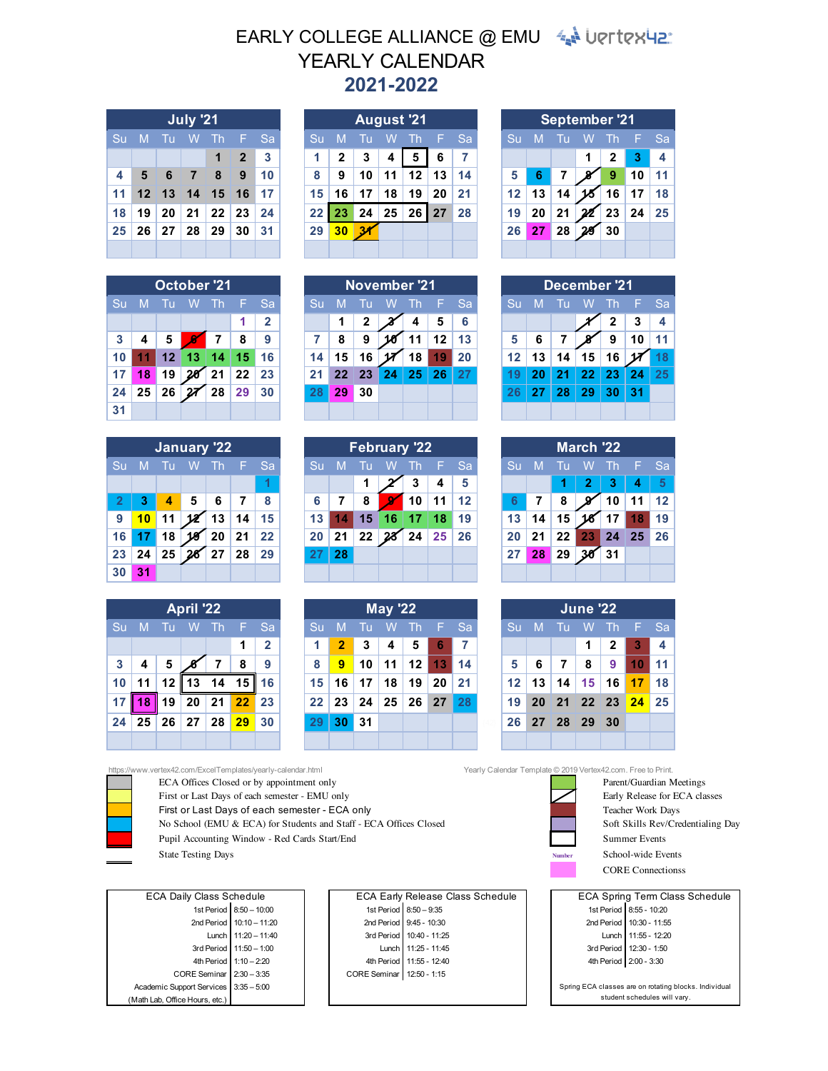# EARLY COLLEGE ALLIANCE @ EMU
# YEARLY CALENDAR
## 2021-2022

### July '21

| Su | M | Tu | W | Th | F | Sa |
|---|---|---|---|---|---|---|
| | | | | 1 | 2 | 3 |
| 4 | 5 | 6 | 7 | 8 | 9 | 10 |
| 11 | 12 | 13 | 14 | 15 | 16 | 17 |
| 18 | 19 | 20 | 21 | 22 | 23 | 24 |
| 25 | 26 | 27 | 28 | 29 | 30 | 31 |

### August '21

| Su | M | Tu | W | Th | F | Sa |
|---|---|---|---|---|---|---|
| 1 | 2 | 3 | 4 | 5 | 6 | 7 |
| 8 | 9 | 10 | 11 | 12 | 13 | 14 |
| 15 | 16 | 17 | 18 | 19 | 20 | 21 |
| 22 | 23 | 24 | 25 | 26 | 27 | 28 |
| 29 | 30 | 31 | | | | |

### September '21

| Su | M | Tu | W | Th | F | Sa |
|---|---|---|---|---|---|---|
| | | | 1 | 2 | 3 | 4 |
| 5 | 6 | 7 | 8 | 9 | 10 | 11 |
| 12 | 13 | 14 | 15 | 16 | 17 | 18 |
| 19 | 20 | 21 | 22 | 23 | 24 | 25 |
| 26 | 27 | 28 | 29 | 30 | | |

### October '21

| Su | M | Tu | W | Th | F | Sa |
|---|---|---|---|---|---|---|
| | | | | | 1 | 2 |
| 3 | 4 | 5 | 6 | 7 | 8 | 9 |
| 10 | 11 | 12 | 13 | 14 | 15 | 16 |
| 17 | 18 | 19 | 20 | 21 | 22 | 23 |
| 24 | 25 | 26 | 27 | 28 | 29 | 30 |
| 31 | | | | | | |

### November '21

| Su | M | Tu | W | Th | F | Sa |
|---|---|---|---|---|---|---|
| | 1 | 2 | 3 | 4 | 5 | 6 |
| 7 | 8 | 9 | 10 | 11 | 12 | 13 |
| 14 | 15 | 16 | 17 | 18 | 19 | 20 |
| 21 | 22 | 23 | 24 | 25 | 26 | 27 |
| 28 | 29 | 30 | | | | |

### December '21

| Su | M | Tu | W | Th | F | Sa |
|---|---|---|---|---|---|---|
| | | | 1 | 2 | 3 | 4 |
| 5 | 6 | 7 | 8 | 9 | 10 | 11 |
| 12 | 13 | 14 | 15 | 16 | 17 | 18 |
| 19 | 20 | 21 | 22 | 23 | 24 | 25 |
| 26 | 27 | 28 | 29 | 30 | 31 | |

### January '22

| Su | M | Tu | W | Th | F | Sa |
|---|---|---|---|---|---|---|
| | | | | | | 1 |
| 2 | 3 | 4 | 5 | 6 | 7 | 8 |
| 9 | 10 | 11 | 12 | 13 | 14 | 15 |
| 16 | 17 | 18 | 19 | 20 | 21 | 22 |
| 23 | 24 | 25 | 26 | 27 | 28 | 29 |
| 30 | 31 | | | | | |

### February '22

| Su | M | Tu | W | Th | F | Sa |
|---|---|---|---|---|---|---|
| | | 1 | 2 | 3 | 4 | 5 |
| 6 | 7 | 8 | 9 | 10 | 11 | 12 |
| 13 | 14 | 15 | 16 | 17 | 18 | 19 |
| 20 | 21 | 22 | 23 | 24 | 25 | 26 |
| 27 | 28 | | | | | |

### March '22

| Su | M | Tu | W | Th | F | Sa |
|---|---|---|---|---|---|---|
| | | 1 | 2 | 3 | 4 | 5 |
| 6 | 7 | 8 | 9 | 10 | 11 | 12 |
| 13 | 14 | 15 | 16 | 17 | 18 | 19 |
| 20 | 21 | 22 | 23 | 24 | 25 | 26 |
| 27 | 28 | 29 | 30 | 31 | | |

### April '22

| Su | M | Tu | W | Th | F | Sa |
|---|---|---|---|---|---|---|
| | | | | | 1 | 2 |
| 3 | 4 | 5 | 6 | 7 | 8 | 9 |
| 10 | 11 | 12 | 13 | 14 | 15 | 16 |
| 17 | 18 | 19 | 20 | 21 | 22 | 23 |
| 24 | 25 | 26 | 27 | 28 | 29 | 30 |

### May '22

| Su | M | Tu | W | Th | F | Sa |
|---|---|---|---|---|---|---|
| 1 | 2 | 3 | 4 | 5 | 6 | 7 |
| 8 | 9 | 10 | 11 | 12 | 13 | 14 |
| 15 | 16 | 17 | 18 | 19 | 20 | 21 |
| 22 | 23 | 24 | 25 | 26 | 27 | 28 |
| 29 | 30 | 31 | | | | |

### June '22

| Su | M | Tu | W | Th | F | Sa |
|---|---|---|---|---|---|---|
| | | | 1 | 2 | 3 | 4 |
| 5 | 6 | 7 | 8 | 9 | 10 | 11 |
| 12 | 13 | 14 | 15 | 16 | 17 | 18 |
| 19 | 20 | 21 | 22 | 23 | 24 | 25 |
| 26 | 27 | 28 | 29 | 30 | | |

https://www.vertex42.com/ExcelTemplates/yearly-calendar.html

Yearly Calendar Template © 2019 Vertex42.com. Free to Print.

- ECA Offices Closed or by appointment only
- First or Last Days of each semester - EMU only
- First or Last Days of each semester - ECA only
- No School (EMU & ECA) for Students and Staff - ECA Offices Closed
- Pupil Accounting Window - Red Cards Start/End
- State Testing Days
- Parent/Guardian Meetings
- Early Release for ECA classes
- Teacher Work Days
- Soft Skills Rev/Credentialing Day
- Summer Events
- School-wide Events
- CORE Connections

| ECA Daily Class Schedule | |
|---|---|
| 1st Period | 8:50 – 10:00 |
| 2nd Period | 10:10 – 11:20 |
| Lunch | 11:20 – 11:40 |
| 3rd Period | 11:50 – 1:00 |
| 4th Period | 1:10 – 2:20 |
| CORE Seminar | 2:30 – 3:35 |
| Academic Support Services (Math Lab, Office Hours, etc.) | 3:35 – 5:00 |

| ECA Early Release Class Schedule | |
|---|---|
| 1st Period | 8:50 – 9:35 |
| 2nd Period | 9:45 - 10:30 |
| 3rd Period | 10:40 - 11:25 |
| Lunch | 11:25 - 11:45 |
| 4th Period | 11:55 - 12:40 |
| CORE Seminar | 12:50 - 1:15 |

| ECA Spring Term Class Schedule | |
|---|---|
| 1st Period | 8:55 - 10:20 |
| 2nd Period | 10:30 - 11:55 |
| Lunch | 11:55 - 12:20 |
| 3rd Period | 12:30 - 1:50 |
| 4th Period | 2:00 - 3:30 |

Spring ECA classes are on rotating blocks. Individual student schedules will vary.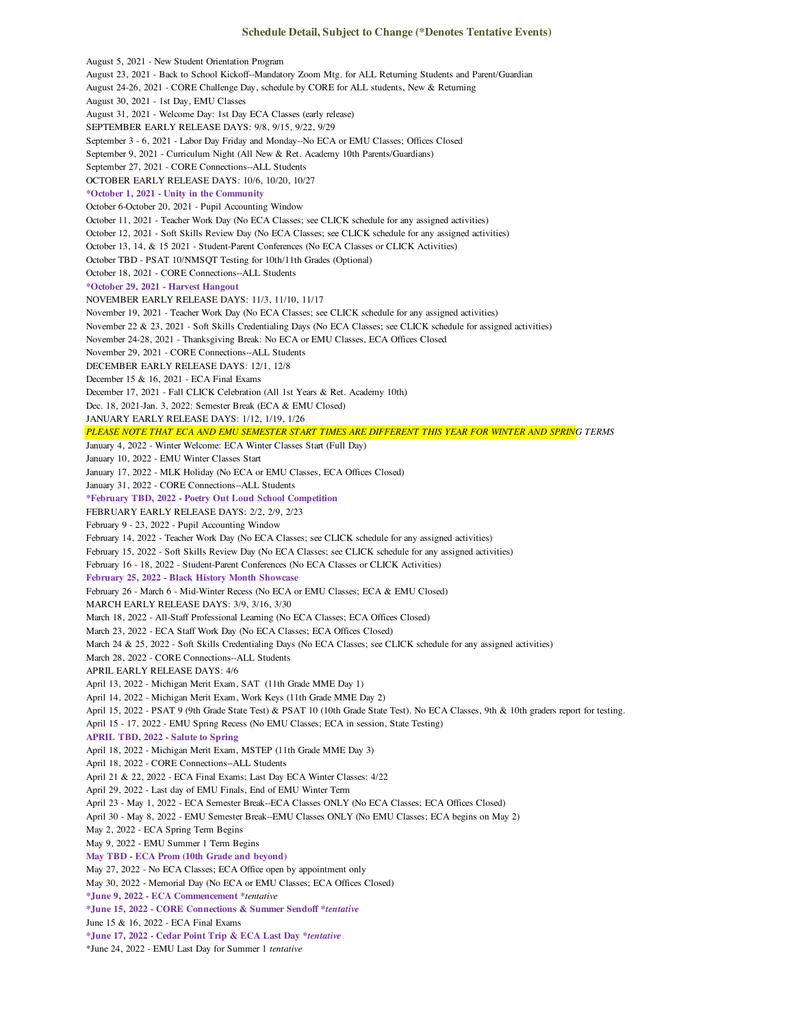## Schedule Detail, Subject to Change (*Denotes Tentative Events)

August 5, 2021 - New Student Orientation Program
August 23, 2021 - Back to School Kickoff--Mandatory Zoom Mtg. for ALL Returning Students and Parent/Guardian
August 24-26, 2021 - CORE Challenge Day, schedule by CORE for ALL students, New & Returning
August 30, 2021 - 1st Day, EMU Classes
August 31, 2021 - Welcome Day: 1st Day ECA Classes (early release)
SEPTEMBER EARLY RELEASE DAYS: 9/8, 9/15, 9/22, 9/29
September 3 - 6, 2021 - Labor Day Friday and Monday--No ECA or EMU Classes; Offices Closed
September 9, 2021 - Curriculum Night (All New & Ret. Academy 10th Parents/Guardians)
September 27, 2021 - CORE Connections--ALL Students
OCTOBER EARLY RELEASE DAYS: 10/6, 10/20, 10/27
**\*October 1, 2021 - Unity in the Community**
October 6-October 20, 2021 - Pupil Accounting Window
October 11, 2021 - Teacher Work Day (No ECA Classes; see CLICK schedule for any assigned activities)
October 12, 2021 - Soft Skills Review Day (No ECA Classes; see CLICK schedule for any assigned activities)
October 13, 14, & 15 2021 - Student-Parent Conferences (No ECA Classes or CLICK Activities)
October TBD - PSAT 10/NMSQT Testing for 10th/11th Grades (Optional)
October 18, 2021 - CORE Connections--ALL Students
**\*October 29, 2021 - Harvest Hangout**
NOVEMBER EARLY RELEASE DAYS: 11/3, 11/10, 11/17
November 19, 2021 - Teacher Work Day (No ECA Classes; see CLICK schedule for any assigned activities)
November 22 & 23, 2021 - Soft Skills Credentialing Days (No ECA Classes; see CLICK schedule for assigned activities)
November 24-28, 2021 - Thanksgiving Break: No ECA or EMU Classes, ECA Offices Closed
November 29, 2021 - CORE Connections--ALL Students
DECEMBER EARLY RELEASE DAYS: 12/1, 12/8
December 15 & 16, 2021 - ECA Final Exams
December 17, 2021 - Fall CLICK Celebration (All 1st Years & Ret. Academy 10th)
Dec. 18, 2021-Jan. 3, 2022: Semester Break (ECA & EMU Closed)
JANUARY EARLY RELEASE DAYS: 1/12, 1/19, 1/26
*PLEASE NOTE THAT ECA AND EMU SEMESTER START TIMES ARE DIFFERENT THIS YEAR FOR WINTER AND SPRING TERMS*
January 4, 2022 - Winter Welcome: ECA Winter Classes Start (Full Day)
January 10, 2022 - EMU Winter Classes Start
January 17, 2022 - MLK Holiday (No ECA or EMU Classes, ECA Offices Closed)
January 31, 2022 - CORE Connections--ALL Students
**\*February TBD, 2022 - Poetry Out Loud School Competition**
FEBRUARY EARLY RELEASE DAYS: 2/2, 2/9, 2/23
February 9 - 23, 2022 - Pupil Accounting Window
February 14, 2022 - Teacher Work Day (No ECA Classes; see CLICK schedule for any assigned activities)
February 15, 2022 - Soft Skills Review Day (No ECA Classes; see CLICK schedule for any assigned activities)
February 16 - 18, 2022 - Student-Parent Conferences (No ECA Classes or CLICK Activities)
**February 25, 2022 - Black History Month Showcase**
February 26 - March 6 - Mid-Winter Recess (No ECA or EMU Classes; ECA & EMU Closed)
MARCH EARLY RELEASE DAYS: 3/9, 3/16, 3/30
March 18, 2022 - All-Staff Professional Learning (No ECA Classes; ECA Offices Closed)
March 23, 2022 - ECA Staff Work Day (No ECA Classes; ECA Offices Closed)
March 24 & 25, 2022 - Soft Skills Credentialing Days (No ECA Classes; see CLICK schedule for any assigned activities)
March 28, 2022 - CORE Connections--ALL Students
APRIL EARLY RELEASE DAYS: 4/6
April 13, 2022 - Michigan Merit Exam, SAT (11th Grade MME Day 1)
April 14, 2022 - Michigan Merit Exam, Work Keys (11th Grade MME Day 2)
April 15, 2022 - PSAT 9 (9th Grade State Test) & PSAT 10 (10th Grade State Test). No ECA Classes, 9th & 10th graders report for testing.
April 15 - 17, 2022 - EMU Spring Recess (No EMU Classes; ECA in session, State Testing)
**APRIL TBD, 2022 - Salute to Spring**
April 18, 2022 - Michigan Merit Exam, MSTEP (11th Grade MME Day 3)
April 18, 2022 - CORE Connections--ALL Students
April 21 & 22, 2022 - ECA Final Exams; Last Day ECA Winter Classes: 4/22
April 29, 2022 - Last day of EMU Finals, End of EMU Winter Term
April 23 - May 1, 2022 - ECA Semester Break--ECA Classes ONLY (No ECA Classes; ECA Offices Closed)
April 30 - May 8, 2022 - EMU Semester Break--EMU Classes ONLY (No EMU Classes; ECA begins on May 2)
May 2, 2022 - ECA Spring Term Begins
May 9, 2022 - EMU Summer 1 Term Begins
**May TBD - ECA Prom (10th Grade and beyond)**
May 27, 2022 - No ECA Classes; ECA Office open by appointment only
May 30, 2022 - Memorial Day (No ECA or EMU Classes; ECA Offices Closed)
**\*June 9, 2022 - ECA Commencement \**tentative***
**\*June 15, 2022 - CORE Connections & Summer Sendoff \**tentative***
June 15 & 16, 2022 - ECA Final Exams
**\*June 17, 2022 - Cedar Point Trip & ECA Last Day \**tentative***
*June 24, 2022 - EMU Last Day for Summer 1 *tentative*